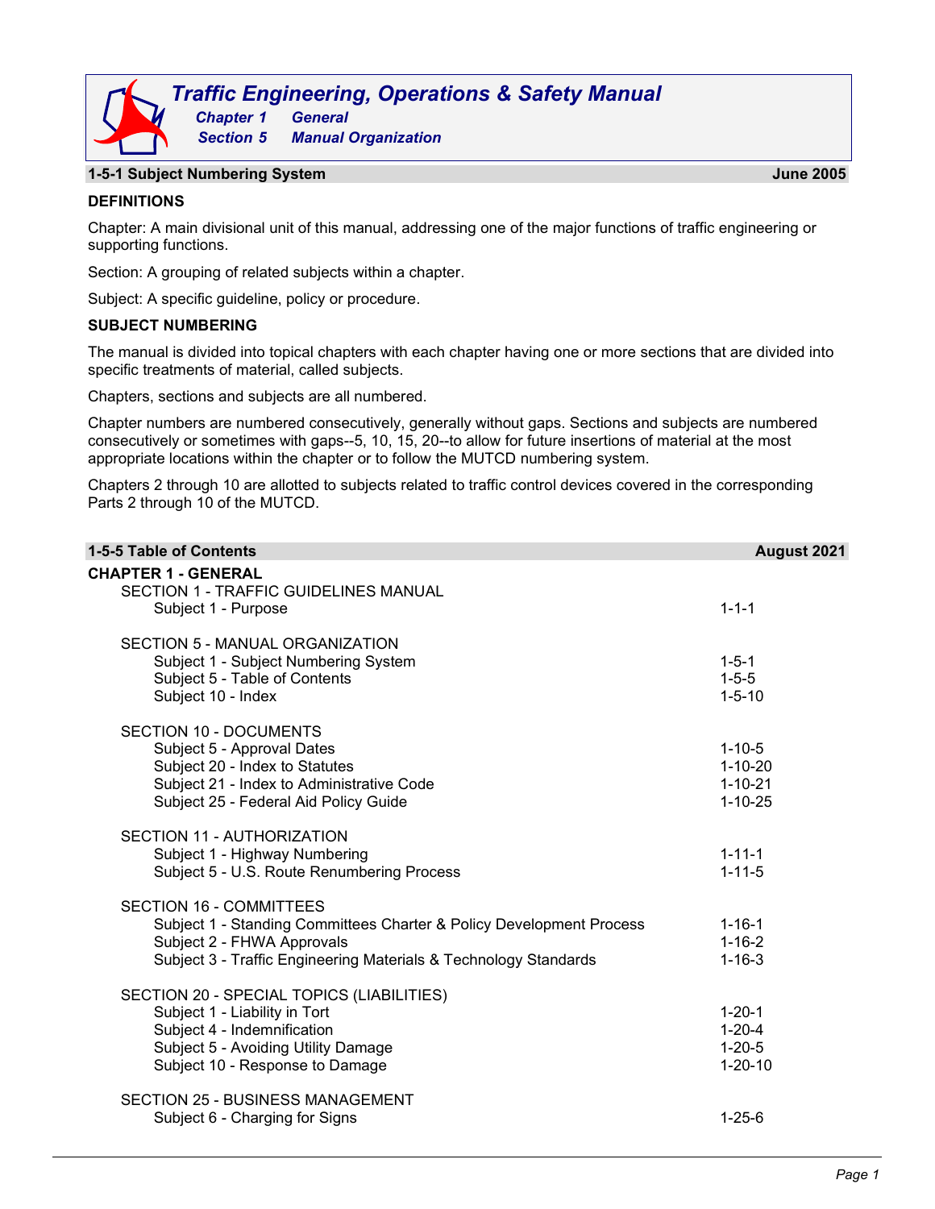# Traffic Engineering, Operations & Safety Manual

**Chapter 1 General**

**Section 5 Manual Organization**

## 1-5-1 Subject Numbering System — June 2005

**DEFINITIONS**

Chapter: A main divisional unit of this manual, addressing one of the major functions of traffic engineering or supporting functions.

Section: A grouping of related subjects within a chapter.

Subject: A specific guideline, policy or procedure.

**SUBJECT NUMBERING**

The manual is divided into topical chapters with each chapter having one or more sections that are divided into specific treatments of material, called subjects.

Chapters, sections and subjects are all numbered.

Chapter numbers are numbered consecutively, generally without gaps. Sections and subjects are numbered consecutively or sometimes with gaps--5, 10, 15, 20--to allow for future insertions of material at the most appropriate locations within the chapter or to follow the MUTCD numbering system.

Chapters 2 through 10 are allotted to subjects related to traffic control devices covered in the corresponding Parts 2 through 10 of the MUTCD.

## 1-5-5 Table of Contents — August 2021

**CHAPTER 1 - GENERAL**

SECTION 1 - TRAFFIC GUIDELINES MANUAL
- Subject 1 - Purpose — 1-1-1

SECTION 5 - MANUAL ORGANIZATION
- Subject 1 - Subject Numbering System — 1-5-1
- Subject 5 - Table of Contents — 1-5-5
- Subject 10 - Index — 1-5-10

SECTION 10 - DOCUMENTS
- Subject 5 - Approval Dates — 1-10-5
- Subject 20 - Index to Statutes — 1-10-20
- Subject 21 - Index to Administrative Code — 1-10-21
- Subject 25 - Federal Aid Policy Guide — 1-10-25

SECTION 11 - AUTHORIZATION
- Subject 1 - Highway Numbering — 1-11-1
- Subject 5 - U.S. Route Renumbering Process — 1-11-5

SECTION 16 - COMMITTEES
- Subject 1 - Standing Committees Charter & Policy Development Process — 1-16-1
- Subject 2 - FHWA Approvals — 1-16-2
- Subject 3 - Traffic Engineering Materials & Technology Standards — 1-16-3

SECTION 20 - SPECIAL TOPICS (LIABILITIES)
- Subject 1 - Liability in Tort — 1-20-1
- Subject 4 - Indemnification — 1-20-4
- Subject 5 - Avoiding Utility Damage — 1-20-5
- Subject 10 - Response to Damage — 1-20-10

SECTION 25 - BUSINESS MANAGEMENT
- Subject 6 - Charging for Signs — 1-25-6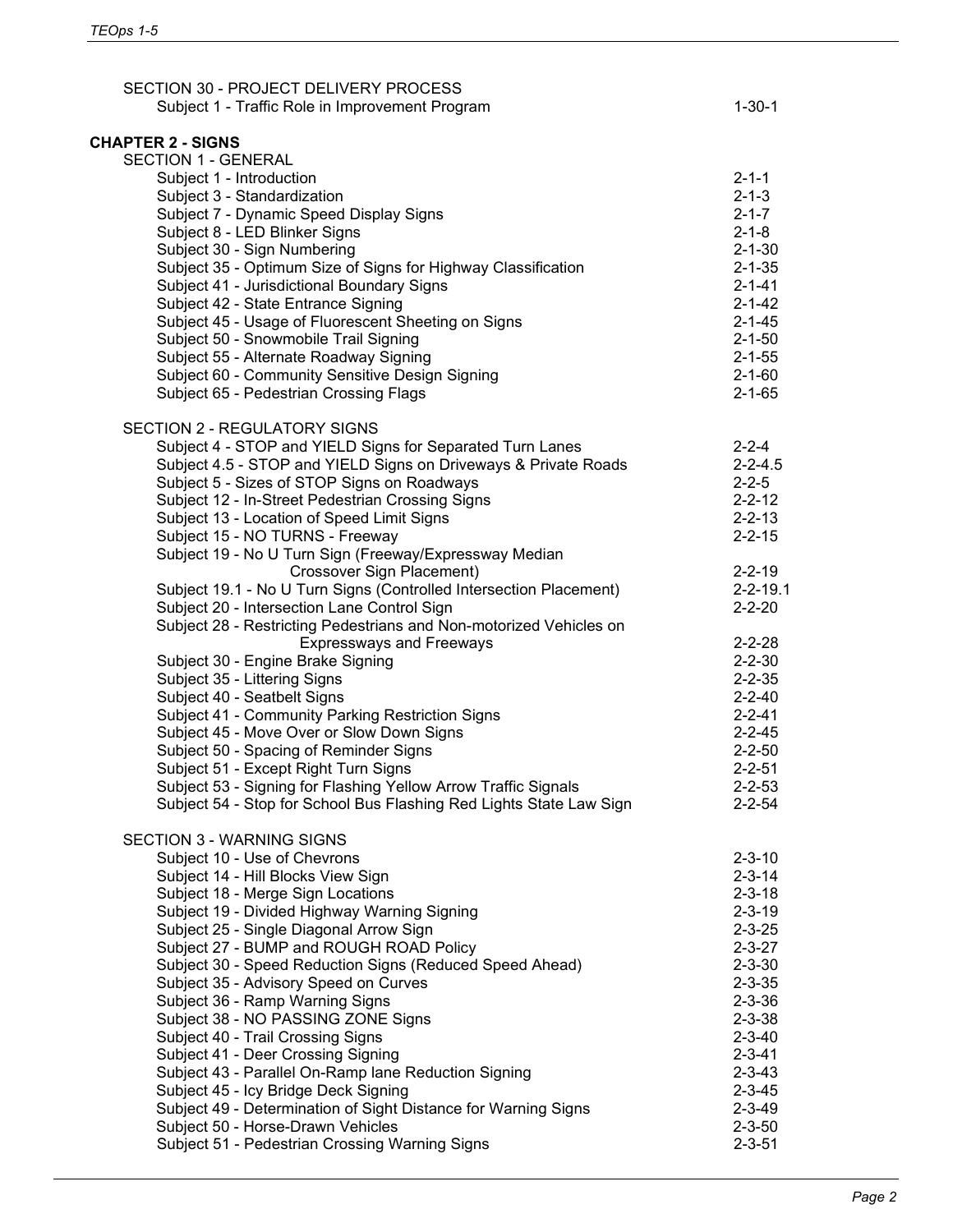SECTION 30 - PROJECT DELIVERY PROCESS

| | |
|---|---|
| Subject 1 - Traffic Role in Improvement Program | 1-30-1 |

## CHAPTER 2 - SIGNS

SECTION 1 - GENERAL

| | |
|---|---|
| Subject 1 - Introduction | 2-1-1 |
| Subject 3 - Standardization | 2-1-3 |
| Subject 7 - Dynamic Speed Display Signs | 2-1-7 |
| Subject 8 - LED Blinker Signs | 2-1-8 |
| Subject 30 - Sign Numbering | 2-1-30 |
| Subject 35 - Optimum Size of Signs for Highway Classification | 2-1-35 |
| Subject 41 - Jurisdictional Boundary Signs | 2-1-41 |
| Subject 42 - State Entrance Signing | 2-1-42 |
| Subject 45 - Usage of Fluorescent Sheeting on Signs | 2-1-45 |
| Subject 50 - Snowmobile Trail Signing | 2-1-50 |
| Subject 55 - Alternate Roadway Signing | 2-1-55 |
| Subject 60 - Community Sensitive Design Signing | 2-1-60 |
| Subject 65 - Pedestrian Crossing Flags | 2-1-65 |

SECTION 2 - REGULATORY SIGNS

| | |
|---|---|
| Subject 4 - STOP and YIELD Signs for Separated Turn Lanes | 2-2-4 |
| Subject 4.5 - STOP and YIELD Signs on Driveways & Private Roads | 2-2-4.5 |
| Subject 5 - Sizes of STOP Signs on Roadways | 2-2-5 |
| Subject 12 - In-Street Pedestrian Crossing Signs | 2-2-12 |
| Subject 13 - Location of Speed Limit Signs | 2-2-13 |
| Subject 15 - NO TURNS - Freeway | 2-2-15 |
| Subject 19 - No U Turn Sign (Freeway/Expressway Median Crossover Sign Placement) | 2-2-19 |
| Subject 19.1 - No U Turn Signs (Controlled Intersection Placement) | 2-2-19.1 |
| Subject 20 - Intersection Lane Control Sign | 2-2-20 |
| Subject 28 - Restricting Pedestrians and Non-motorized Vehicles on Expressways and Freeways | 2-2-28 |
| Subject 30 - Engine Brake Signing | 2-2-30 |
| Subject 35 - Littering Signs | 2-2-35 |
| Subject 40 - Seatbelt Signs | 2-2-40 |
| Subject 41 - Community Parking Restriction Signs | 2-2-41 |
| Subject 45 - Move Over or Slow Down Signs | 2-2-45 |
| Subject 50 - Spacing of Reminder Signs | 2-2-50 |
| Subject 51 - Except Right Turn Signs | 2-2-51 |
| Subject 53 - Signing for Flashing Yellow Arrow Traffic Signals | 2-2-53 |
| Subject 54 - Stop for School Bus Flashing Red Lights State Law Sign | 2-2-54 |

SECTION 3 - WARNING SIGNS

| | |
|---|---|
| Subject 10 - Use of Chevrons | 2-3-10 |
| Subject 14 - Hill Blocks View Sign | 2-3-14 |
| Subject 18 - Merge Sign Locations | 2-3-18 |
| Subject 19 - Divided Highway Warning Signing | 2-3-19 |
| Subject 25 - Single Diagonal Arrow Sign | 2-3-25 |
| Subject 27 - BUMP and ROUGH ROAD Policy | 2-3-27 |
| Subject 30 - Speed Reduction Signs (Reduced Speed Ahead) | 2-3-30 |
| Subject 35 - Advisory Speed on Curves | 2-3-35 |
| Subject 36 - Ramp Warning Signs | 2-3-36 |
| Subject 38 - NO PASSING ZONE Signs | 2-3-38 |
| Subject 40 - Trail Crossing Signs | 2-3-40 |
| Subject 41 - Deer Crossing Signing | 2-3-41 |
| Subject 43 - Parallel On-Ramp lane Reduction Signing | 2-3-43 |
| Subject 45 - Icy Bridge Deck Signing | 2-3-45 |
| Subject 49 - Determination of Sight Distance for Warning Signs | 2-3-49 |
| Subject 50 - Horse-Drawn Vehicles | 2-3-50 |
| Subject 51 - Pedestrian Crossing Warning Signs | 2-3-51 |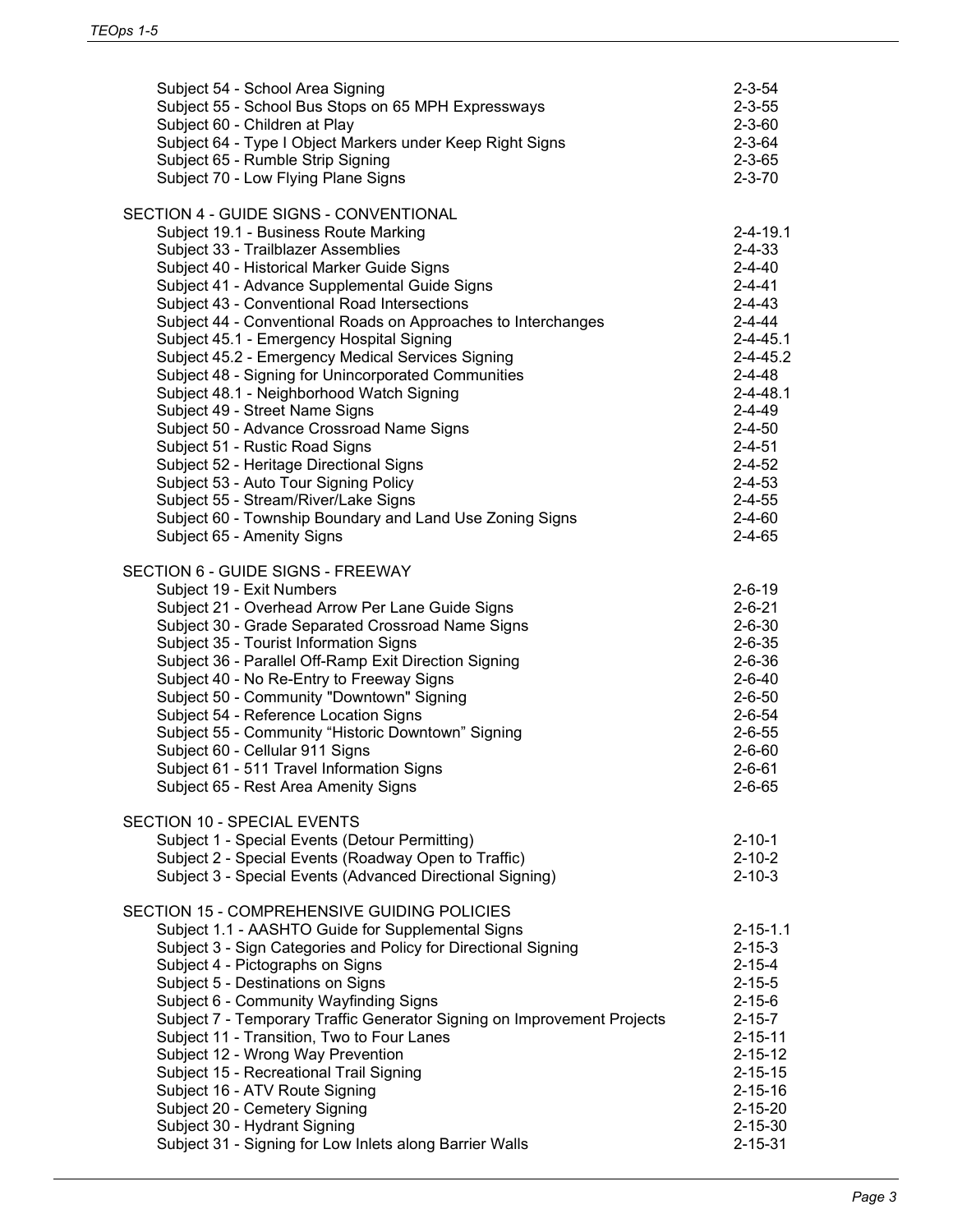| | |
|---|---|
| Subject 54 - School Area Signing | 2-3-54 |
| Subject 55 - School Bus Stops on 65 MPH Expressways | 2-3-55 |
| Subject 60 - Children at Play | 2-3-60 |
| Subject 64 - Type I Object Markers under Keep Right Signs | 2-3-64 |
| Subject 65 - Rumble Strip Signing | 2-3-65 |
| Subject 70 - Low Flying Plane Signs | 2-3-70 |

SECTION 4 - GUIDE SIGNS - CONVENTIONAL

| | |
|---|---|
| Subject 19.1 - Business Route Marking | 2-4-19.1 |
| Subject 33 - Trailblazer Assemblies | 2-4-33 |
| Subject 40 - Historical Marker Guide Signs | 2-4-40 |
| Subject 41 - Advance Supplemental Guide Signs | 2-4-41 |
| Subject 43 - Conventional Road Intersections | 2-4-43 |
| Subject 44 - Conventional Roads on Approaches to Interchanges | 2-4-44 |
| Subject 45.1 - Emergency Hospital Signing | 2-4-45.1 |
| Subject 45.2 - Emergency Medical Services Signing | 2-4-45.2 |
| Subject 48 - Signing for Unincorporated Communities | 2-4-48 |
| Subject 48.1 - Neighborhood Watch Signing | 2-4-48.1 |
| Subject 49 - Street Name Signs | 2-4-49 |
| Subject 50 - Advance Crossroad Name Signs | 2-4-50 |
| Subject 51 - Rustic Road Signs | 2-4-51 |
| Subject 52 - Heritage Directional Signs | 2-4-52 |
| Subject 53 - Auto Tour Signing Policy | 2-4-53 |
| Subject 55 - Stream/River/Lake Signs | 2-4-55 |
| Subject 60 - Township Boundary and Land Use Zoning Signs | 2-4-60 |
| Subject 65 - Amenity Signs | 2-4-65 |

SECTION 6 - GUIDE SIGNS - FREEWAY

| | |
|---|---|
| Subject 19 - Exit Numbers | 2-6-19 |
| Subject 21 - Overhead Arrow Per Lane Guide Signs | 2-6-21 |
| Subject 30 - Grade Separated Crossroad Name Signs | 2-6-30 |
| Subject 35 - Tourist Information Signs | 2-6-35 |
| Subject 36 - Parallel Off-Ramp Exit Direction Signing | 2-6-36 |
| Subject 40 - No Re-Entry to Freeway Signs | 2-6-40 |
| Subject 50 - Community "Downtown" Signing | 2-6-50 |
| Subject 54 - Reference Location Signs | 2-6-54 |
| Subject 55 - Community “Historic Downtown” Signing | 2-6-55 |
| Subject 60 - Cellular 911 Signs | 2-6-60 |
| Subject 61 - 511 Travel Information Signs | 2-6-61 |
| Subject 65 - Rest Area Amenity Signs | 2-6-65 |

SECTION 10 - SPECIAL EVENTS

| | |
|---|---|
| Subject 1 - Special Events (Detour Permitting) | 2-10-1 |
| Subject 2 - Special Events (Roadway Open to Traffic) | 2-10-2 |
| Subject 3 - Special Events (Advanced Directional Signing) | 2-10-3 |

SECTION 15 - COMPREHENSIVE GUIDING POLICIES

| | |
|---|---|
| Subject 1.1 - AASHTO Guide for Supplemental Signs | 2-15-1.1 |
| Subject 3 - Sign Categories and Policy for Directional Signing | 2-15-3 |
| Subject 4 - Pictographs on Signs | 2-15-4 |
| Subject 5 - Destinations on Signs | 2-15-5 |
| Subject 6 - Community Wayfinding Signs | 2-15-6 |
| Subject 7 - Temporary Traffic Generator Signing on Improvement Projects | 2-15-7 |
| Subject 11 - Transition, Two to Four Lanes | 2-15-11 |
| Subject 12 - Wrong Way Prevention | 2-15-12 |
| Subject 15 - Recreational Trail Signing | 2-15-15 |
| Subject 16 - ATV Route Signing | 2-15-16 |
| Subject 20 - Cemetery Signing | 2-15-20 |
| Subject 30 - Hydrant Signing | 2-15-30 |
| Subject 31 - Signing for Low Inlets along Barrier Walls | 2-15-31 |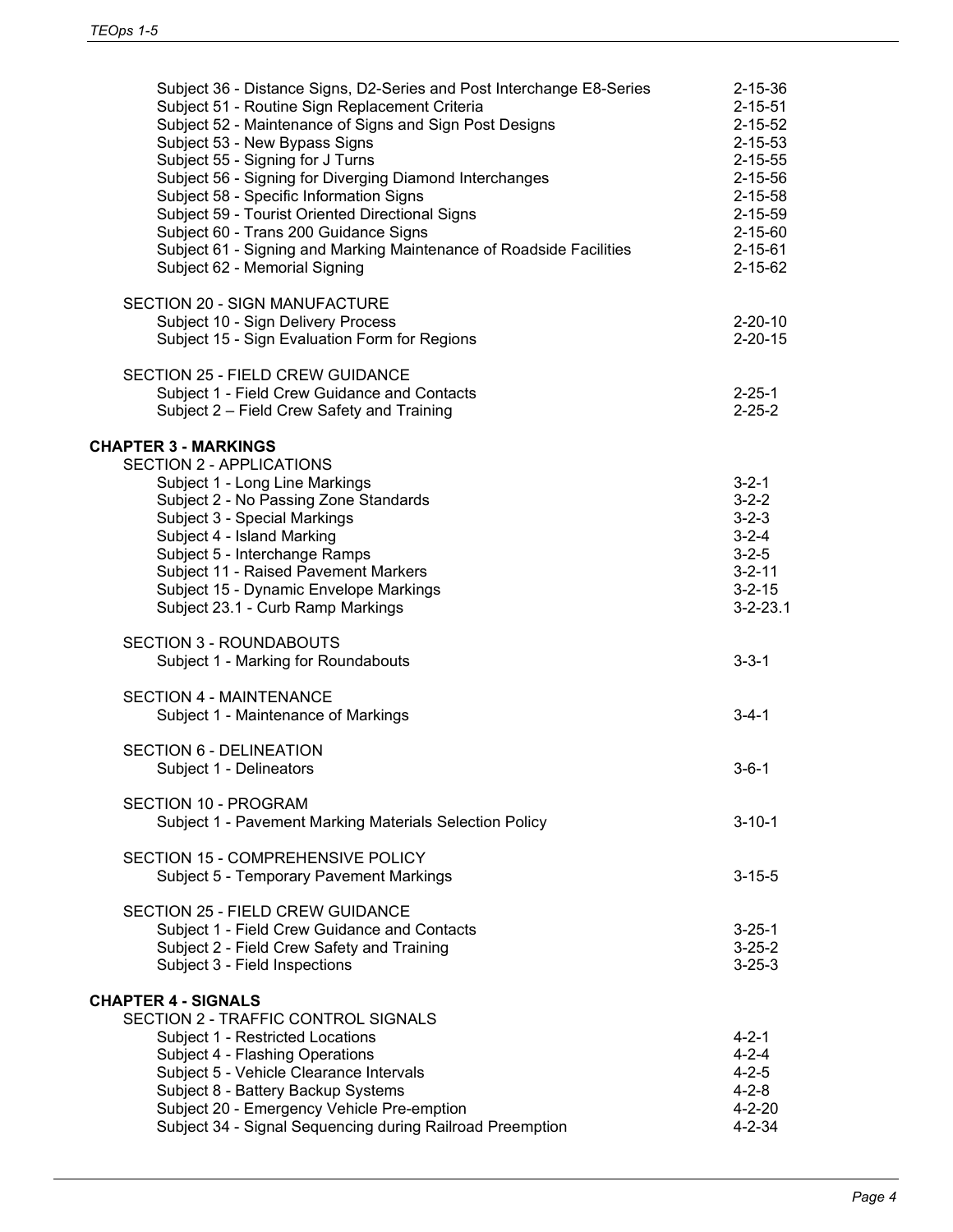| | |
|---|---|
| Subject 36 - Distance Signs, D2-Series and Post Interchange E8-Series | 2-15-36 |
| Subject 51 - Routine Sign Replacement Criteria | 2-15-51 |
| Subject 52 - Maintenance of Signs and Sign Post Designs | 2-15-52 |
| Subject 53 - New Bypass Signs | 2-15-53 |
| Subject 55 - Signing for J Turns | 2-15-55 |
| Subject 56 - Signing for Diverging Diamond Interchanges | 2-15-56 |
| Subject 58 - Specific Information Signs | 2-15-58 |
| Subject 59 - Tourist Oriented Directional Signs | 2-15-59 |
| Subject 60 - Trans 200 Guidance Signs | 2-15-60 |
| Subject 61 - Signing and Marking Maintenance of Roadside Facilities | 2-15-61 |
| Subject 62 - Memorial Signing | 2-15-62 |

SECTION 20 - SIGN MANUFACTURE

| | |
|---|---|
| Subject 10 - Sign Delivery Process | 2-20-10 |
| Subject 15 - Sign Evaluation Form for Regions | 2-20-15 |

SECTION 25 - FIELD CREW GUIDANCE

| | |
|---|---|
| Subject 1 - Field Crew Guidance and Contacts | 2-25-1 |
| Subject 2 – Field Crew Safety and Training | 2-25-2 |

**CHAPTER 3 - MARKINGS**

SECTION 2 - APPLICATIONS

| | |
|---|---|
| Subject 1 - Long Line Markings | 3-2-1 |
| Subject 2 - No Passing Zone Standards | 3-2-2 |
| Subject 3 - Special Markings | 3-2-3 |
| Subject 4 - Island Marking | 3-2-4 |
| Subject 5 - Interchange Ramps | 3-2-5 |
| Subject 11 - Raised Pavement Markers | 3-2-11 |
| Subject 15 - Dynamic Envelope Markings | 3-2-15 |
| Subject 23.1 - Curb Ramp Markings | 3-2-23.1 |

SECTION 3 - ROUNDABOUTS

| | |
|---|---|
| Subject 1 - Marking for Roundabouts | 3-3-1 |

SECTION 4 - MAINTENANCE

| | |
|---|---|
| Subject 1 - Maintenance of Markings | 3-4-1 |

SECTION 6 - DELINEATION

| | |
|---|---|
| Subject 1 - Delineators | 3-6-1 |

SECTION 10 - PROGRAM

| | |
|---|---|
| Subject 1 - Pavement Marking Materials Selection Policy | 3-10-1 |

SECTION 15 - COMPREHENSIVE POLICY

| | |
|---|---|
| Subject 5 - Temporary Pavement Markings | 3-15-5 |

SECTION 25 - FIELD CREW GUIDANCE

| | |
|---|---|
| Subject 1 - Field Crew Guidance and Contacts | 3-25-1 |
| Subject 2 - Field Crew Safety and Training | 3-25-2 |
| Subject 3 - Field Inspections | 3-25-3 |

**CHAPTER 4 - SIGNALS**

SECTION 2 - TRAFFIC CONTROL SIGNALS

| | |
|---|---|
| Subject 1 - Restricted Locations | 4-2-1 |
| Subject 4 - Flashing Operations | 4-2-4 |
| Subject 5 - Vehicle Clearance Intervals | 4-2-5 |
| Subject 8 - Battery Backup Systems | 4-2-8 |
| Subject 20 - Emergency Vehicle Pre-emption | 4-2-20 |
| Subject 34 - Signal Sequencing during Railroad Preemption | 4-2-34 |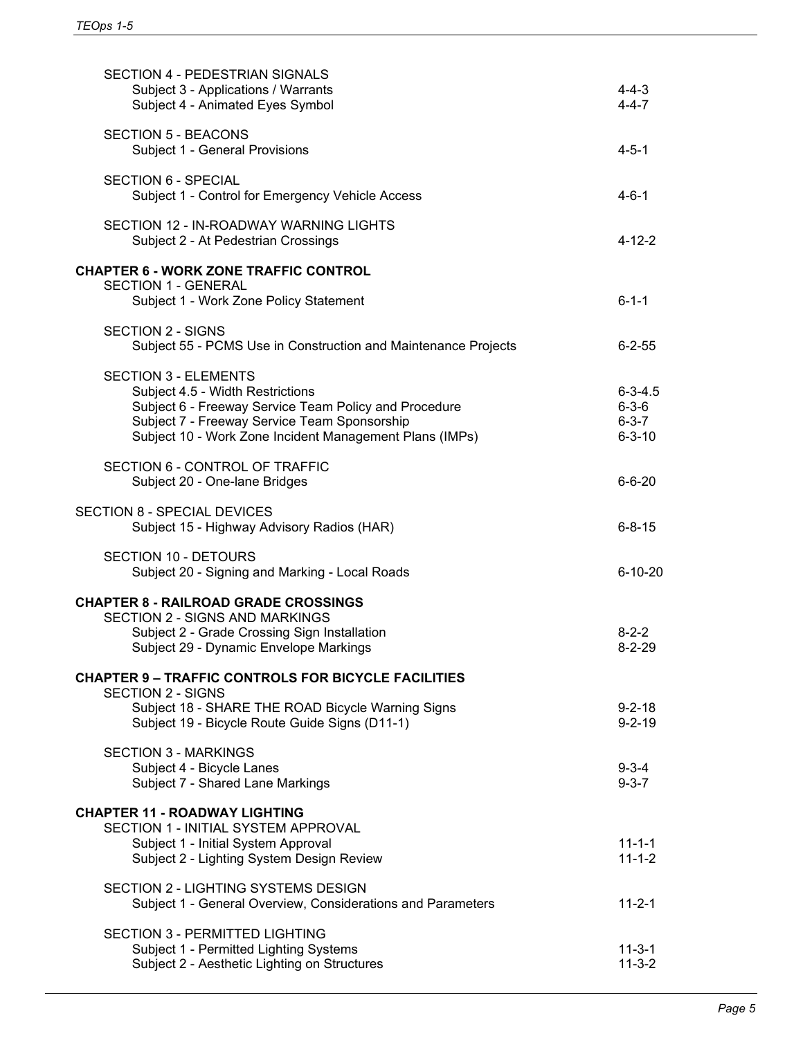SECTION 4 - PEDESTRIAN SIGNALS

| | |
|---|---|
| Subject 3 - Applications / Warrants | 4-4-3 |
| Subject 4 - Animated Eyes Symbol | 4-4-7 |

SECTION 5 - BEACONS

| | |
|---|---|
| Subject 1 - General Provisions | 4-5-1 |

SECTION 6 - SPECIAL

| | |
|---|---|
| Subject 1 - Control for Emergency Vehicle Access | 4-6-1 |

SECTION 12 - IN-ROADWAY WARNING LIGHTS

| | |
|---|---|
| Subject 2 - At Pedestrian Crossings | 4-12-2 |

**CHAPTER 6 - WORK ZONE TRAFFIC CONTROL**

SECTION 1 - GENERAL

| | |
|---|---|
| Subject 1 - Work Zone Policy Statement | 6-1-1 |

SECTION 2 - SIGNS

| | |
|---|---|
| Subject 55 - PCMS Use in Construction and Maintenance Projects | 6-2-55 |

SECTION 3 - ELEMENTS

| | |
|---|---|
| Subject 4.5 - Width Restrictions | 6-3-4.5 |
| Subject 6 - Freeway Service Team Policy and Procedure | 6-3-6 |
| Subject 7 - Freeway Service Team Sponsorship | 6-3-7 |
| Subject 10 - Work Zone Incident Management Plans (IMPs) | 6-3-10 |

SECTION 6 - CONTROL OF TRAFFIC

| | |
|---|---|
| Subject 20 - One-lane Bridges | 6-6-20 |

SECTION 8 - SPECIAL DEVICES

| | |
|---|---|
| Subject 15 - Highway Advisory Radios (HAR) | 6-8-15 |

SECTION 10 - DETOURS

| | |
|---|---|
| Subject 20 - Signing and Marking - Local Roads | 6-10-20 |

**CHAPTER 8 - RAILROAD GRADE CROSSINGS**

SECTION 2 - SIGNS AND MARKINGS

| | |
|---|---|
| Subject 2 - Grade Crossing Sign Installation | 8-2-2 |
| Subject 29 - Dynamic Envelope Markings | 8-2-29 |

**CHAPTER 9 – TRAFFIC CONTROLS FOR BICYCLE FACILITIES**

SECTION 2 - SIGNS

| | |
|---|---|
| Subject 18 - SHARE THE ROAD Bicycle Warning Signs | 9-2-18 |
| Subject 19 - Bicycle Route Guide Signs (D11-1) | 9-2-19 |

SECTION 3 - MARKINGS

| | |
|---|---|
| Subject 4 - Bicycle Lanes | 9-3-4 |
| Subject 7 - Shared Lane Markings | 9-3-7 |

**CHAPTER 11 - ROADWAY LIGHTING**

SECTION 1 - INITIAL SYSTEM APPROVAL

| | |
|---|---|
| Subject 1 - Initial System Approval | 11-1-1 |
| Subject 2 - Lighting System Design Review | 11-1-2 |

SECTION 2 - LIGHTING SYSTEMS DESIGN

| | |
|---|---|
| Subject 1 - General Overview, Considerations and Parameters | 11-2-1 |

SECTION 3 - PERMITTED LIGHTING

| | |
|---|---|
| Subject 1 - Permitted Lighting Systems | 11-3-1 |
| Subject 2 - Aesthetic Lighting on Structures | 11-3-2 |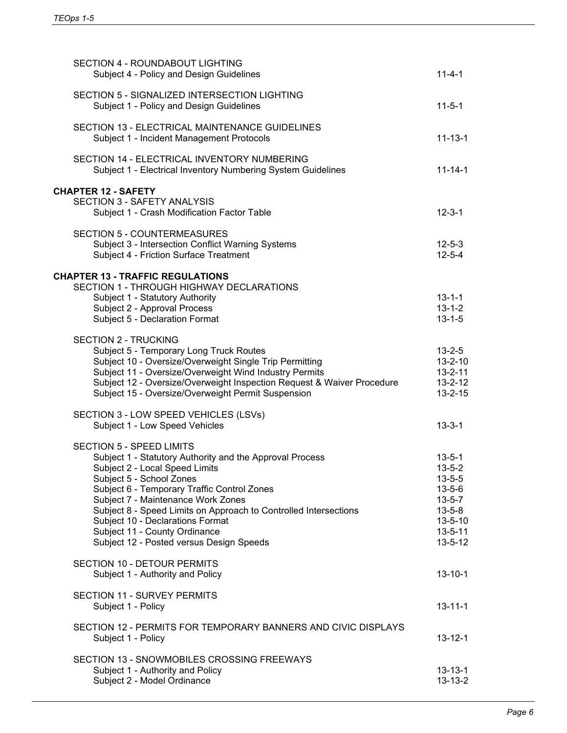SECTION 4 - ROUNDABOUT LIGHTING
Subject 4 - Policy and Design Guidelines 11-4-1

SECTION 5 - SIGNALIZED INTERSECTION LIGHTING
Subject 1 - Policy and Design Guidelines 11-5-1

SECTION 13 - ELECTRICAL MAINTENANCE GUIDELINES
Subject 1 - Incident Management Protocols 11-13-1

SECTION 14 - ELECTRICAL INVENTORY NUMBERING
Subject 1 - Electrical Inventory Numbering System Guidelines 11-14-1

**CHAPTER 12 - SAFETY**

SECTION 3 - SAFETY ANALYSIS
Subject 1 - Crash Modification Factor Table 12-3-1

SECTION 5 - COUNTERMEASURES
Subject 3 - Intersection Conflict Warning Systems 12-5-3
Subject 4 - Friction Surface Treatment 12-5-4

**CHAPTER 13 - TRAFFIC REGULATIONS**

SECTION 1 - THROUGH HIGHWAY DECLARATIONS
Subject 1 - Statutory Authority 13-1-1
Subject 2 - Approval Process 13-1-2
Subject 5 - Declaration Format 13-1-5

SECTION 2 - TRUCKING
Subject 5 - Temporary Long Truck Routes 13-2-5
Subject 10 - Oversize/Overweight Single Trip Permitting 13-2-10
Subject 11 - Oversize/Overweight Wind Industry Permits 13-2-11
Subject 12 - Oversize/Overweight Inspection Request & Waiver Procedure 13-2-12
Subject 15 - Oversize/Overweight Permit Suspension 13-2-15

SECTION 3 - LOW SPEED VEHICLES (LSVs)
Subject 1 - Low Speed Vehicles 13-3-1

SECTION 5 - SPEED LIMITS
Subject 1 - Statutory Authority and the Approval Process 13-5-1
Subject 2 - Local Speed Limits 13-5-2
Subject 5 - School Zones 13-5-5
Subject 6 - Temporary Traffic Control Zones 13-5-6
Subject 7 - Maintenance Work Zones 13-5-7
Subject 8 - Speed Limits on Approach to Controlled Intersections 13-5-8
Subject 10 - Declarations Format 13-5-10
Subject 11 - County Ordinance 13-5-11
Subject 12 - Posted versus Design Speeds 13-5-12

SECTION 10 - DETOUR PERMITS
Subject 1 - Authority and Policy 13-10-1

SECTION 11 - SURVEY PERMITS
Subject 1 - Policy 13-11-1

SECTION 12 - PERMITS FOR TEMPORARY BANNERS AND CIVIC DISPLAYS
Subject 1 - Policy 13-12-1

SECTION 13 - SNOWMOBILES CROSSING FREEWAYS
Subject 1 - Authority and Policy 13-13-1
Subject 2 - Model Ordinance 13-13-2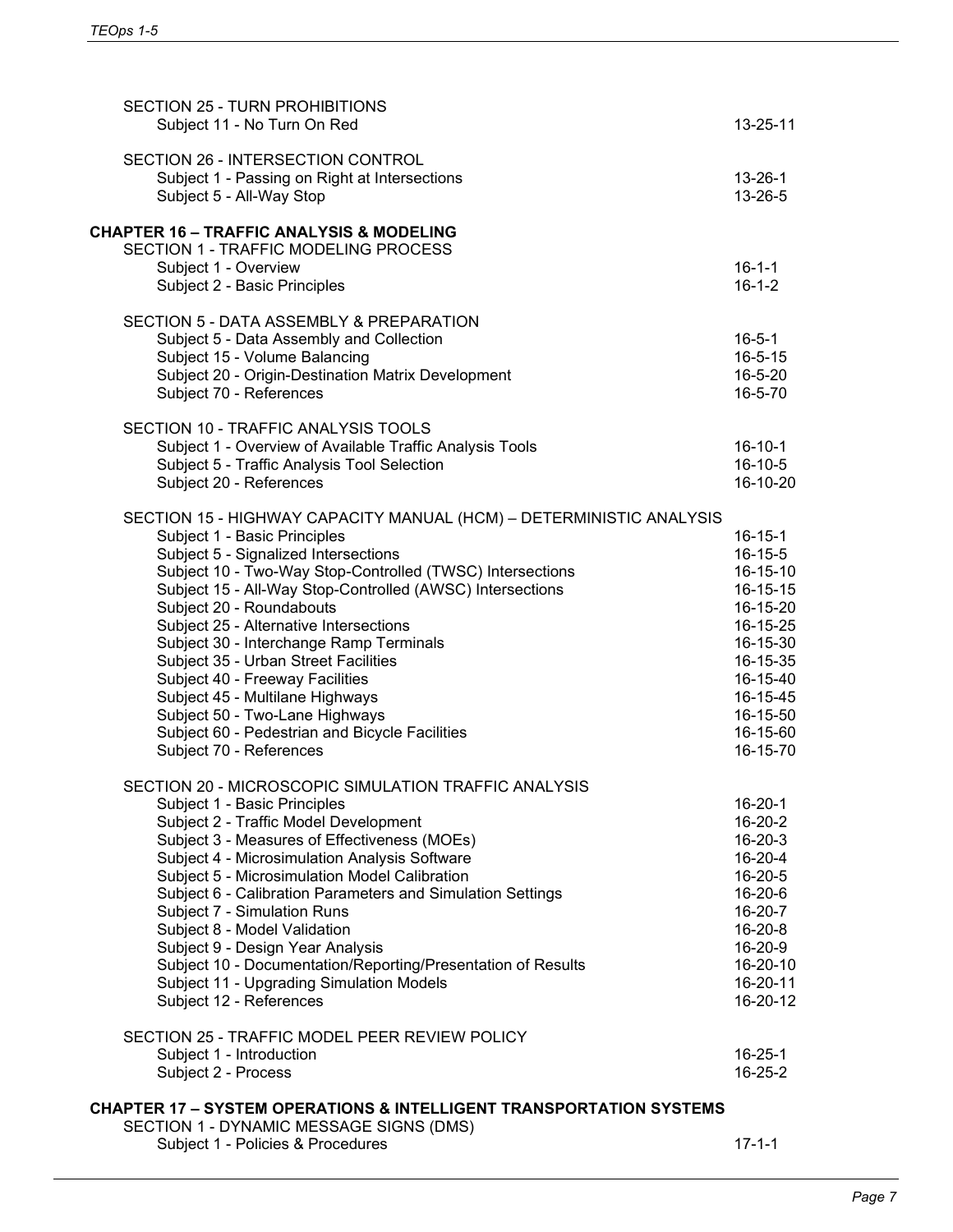SECTION 25 - TURN PROHIBITIONS

| | |
|---|---|
| Subject 11 - No Turn On Red | 13-25-11 |

SECTION 26 - INTERSECTION CONTROL

| | |
|---|---|
| Subject 1 - Passing on Right at Intersections | 13-26-1 |
| Subject 5 - All-Way Stop | 13-26-5 |

**CHAPTER 16 – TRAFFIC ANALYSIS & MODELING**

SECTION 1 - TRAFFIC MODELING PROCESS

| | |
|---|---|
| Subject 1 - Overview | 16-1-1 |
| Subject 2 - Basic Principles | 16-1-2 |

SECTION 5 - DATA ASSEMBLY & PREPARATION

| | |
|---|---|
| Subject 5 - Data Assembly and Collection | 16-5-1 |
| Subject 15 - Volume Balancing | 16-5-15 |
| Subject 20 - Origin-Destination Matrix Development | 16-5-20 |
| Subject 70 - References | 16-5-70 |

SECTION 10 - TRAFFIC ANALYSIS TOOLS

| | |
|---|---|
| Subject 1 - Overview of Available Traffic Analysis Tools | 16-10-1 |
| Subject 5 - Traffic Analysis Tool Selection | 16-10-5 |
| Subject 20 - References | 16-10-20 |

SECTION 15 - HIGHWAY CAPACITY MANUAL (HCM) – DETERMINISTIC ANALYSIS

| | |
|---|---|
| Subject 1 - Basic Principles | 16-15-1 |
| Subject 5 - Signalized Intersections | 16-15-5 |
| Subject 10 - Two-Way Stop-Controlled (TWSC) Intersections | 16-15-10 |
| Subject 15 - All-Way Stop-Controlled (AWSC) Intersections | 16-15-15 |
| Subject 20 - Roundabouts | 16-15-20 |
| Subject 25 - Alternative Intersections | 16-15-25 |
| Subject 30 - Interchange Ramp Terminals | 16-15-30 |
| Subject 35 - Urban Street Facilities | 16-15-35 |
| Subject 40 - Freeway Facilities | 16-15-40 |
| Subject 45 - Multilane Highways | 16-15-45 |
| Subject 50 - Two-Lane Highways | 16-15-50 |
| Subject 60 - Pedestrian and Bicycle Facilities | 16-15-60 |
| Subject 70 - References | 16-15-70 |

SECTION 20 - MICROSCOPIC SIMULATION TRAFFIC ANALYSIS

| | |
|---|---|
| Subject 1 - Basic Principles | 16-20-1 |
| Subject 2 - Traffic Model Development | 16-20-2 |
| Subject 3 - Measures of Effectiveness (MOEs) | 16-20-3 |
| Subject 4 - Microsimulation Analysis Software | 16-20-4 |
| Subject 5 - Microsimulation Model Calibration | 16-20-5 |
| Subject 6 - Calibration Parameters and Simulation Settings | 16-20-6 |
| Subject 7 - Simulation Runs | 16-20-7 |
| Subject 8 - Model Validation | 16-20-8 |
| Subject 9 - Design Year Analysis | 16-20-9 |
| Subject 10 - Documentation/Reporting/Presentation of Results | 16-20-10 |
| Subject 11 - Upgrading Simulation Models | 16-20-11 |
| Subject 12 - References | 16-20-12 |

SECTION 25 - TRAFFIC MODEL PEER REVIEW POLICY

| | |
|---|---|
| Subject 1 - Introduction | 16-25-1 |
| Subject 2 - Process | 16-25-2 |

**CHAPTER 17 – SYSTEM OPERATIONS & INTELLIGENT TRANSPORTATION SYSTEMS**

SECTION 1 - DYNAMIC MESSAGE SIGNS (DMS)

| | |
|---|---|
| Subject 1 - Policies & Procedures | 17-1-1 |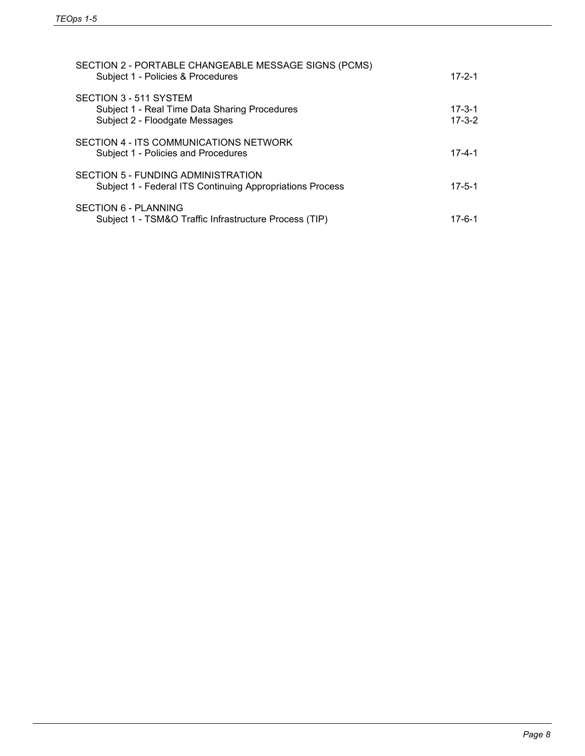| | |
|---|---|
| SECTION 2 - PORTABLE CHANGEABLE MESSAGE SIGNS (PCMS) | |
| Subject 1 - Policies & Procedures | 17-2-1 |
| SECTION 3 - 511 SYSTEM | |
| Subject 1 - Real Time Data Sharing Procedures | 17-3-1 |
| Subject 2 - Floodgate Messages | 17-3-2 |
| SECTION 4 - ITS COMMUNICATIONS NETWORK | |
| Subject 1 - Policies and Procedures | 17-4-1 |
| SECTION 5 - FUNDING ADMINISTRATION | |
| Subject 1 - Federal ITS Continuing Appropriations Process | 17-5-1 |
| SECTION 6 - PLANNING | |
| Subject 1 - TSM&O Traffic Infrastructure Process (TIP) | 17-6-1 |